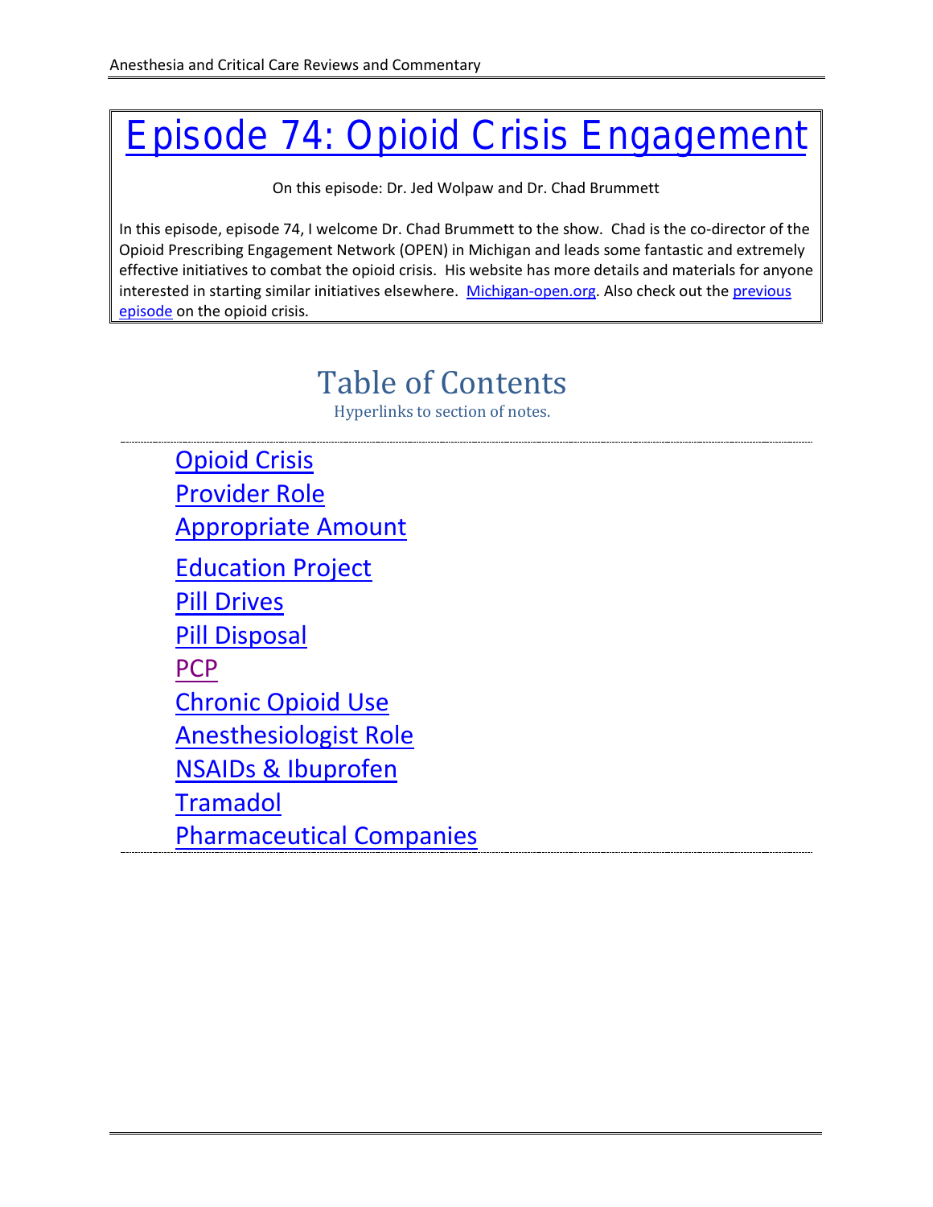# Episode 74: Opioid Crisis Engagement

On this episode: Dr. Jed Wolpaw and Dr. Chad Brummett

In this episode, episode 74, I welcome Dr. Chad Brummett to the show. Chad is the co-director of the Opioid Prescribing Engagement Network (OPEN) in Michigan and leads some fantastic and extremely effective initiatives to combat the opioid crisis. His website has more details and materials for anyone interested in starting similar initiatives elsewhere. Michigan-open.org. Also check out the previous episode on the opioid crisis.

## Table of Contents

Hyperlinks to section of notes.

- Opioid Crisis
- Provider Role
- Appropriate Amount
- Education Project
- Pill Drives
- Pill Disposal
- PCP
- Chronic Opioid Use
- Anesthesiologist Role
- NSAIDs & Ibuprofen
- Tramadol
- Pharmaceutical Companies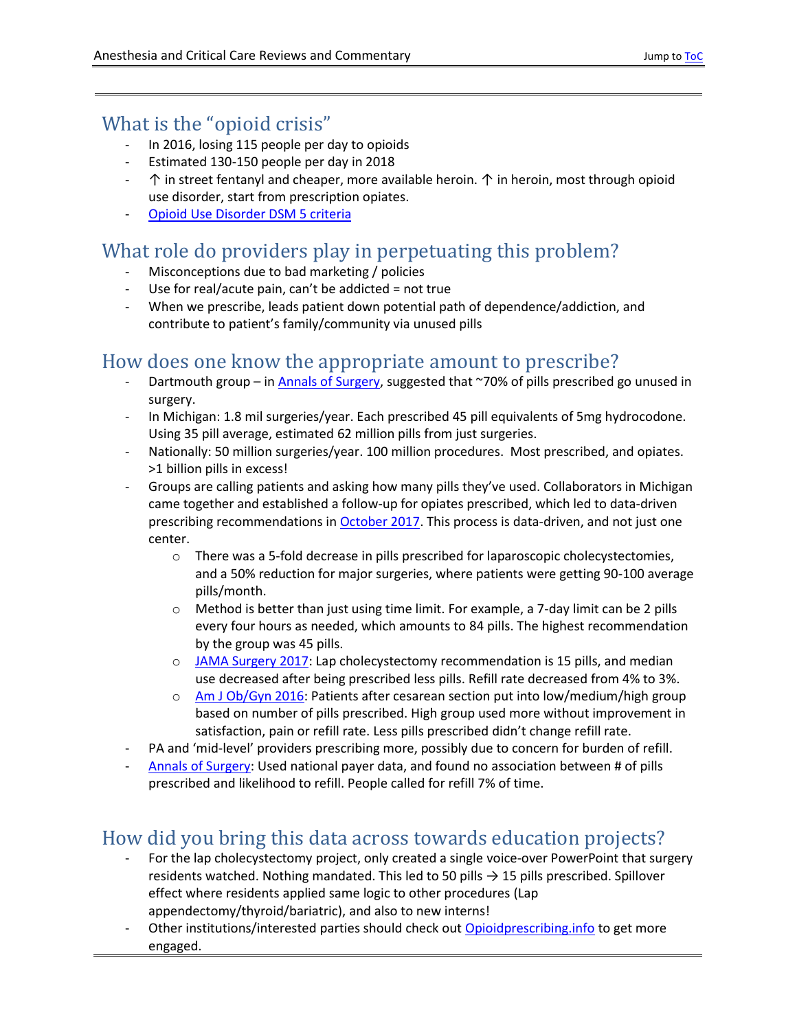## What is the "opioid crisis"

- In 2016, losing 115 people per day to opioids
- Estimated 130-150 people per day in 2018
- ↑ in street fentanyl and cheaper, more available heroin. ↑ in heroin, most through opioid use disorder, start from prescription opiates.
- Opioid Use Disorder DSM 5 criteria

## What role do providers play in perpetuating this problem?

- Misconceptions due to bad marketing / policies
- Use for real/acute pain, can't be addicted = not true
- When we prescribe, leads patient down potential path of dependence/addiction, and contribute to patient's family/community via unused pills

## How does one know the appropriate amount to prescribe?

- Dartmouth group – in Annals of Surgery, suggested that ~70% of pills prescribed go unused in surgery.
- In Michigan: 1.8 mil surgeries/year. Each prescribed 45 pill equivalents of 5mg hydrocodone. Using 35 pill average, estimated 62 million pills from just surgeries.
- Nationally: 50 million surgeries/year. 100 million procedures. Most prescribed, and opiates. >1 billion pills in excess!
- Groups are calling patients and asking how many pills they've used. Collaborators in Michigan came together and established a follow-up for opiates prescribed, which led to data-driven prescribing recommendations in October 2017. This process is data-driven, and not just one center.
  - There was a 5-fold decrease in pills prescribed for laparoscopic cholecystectomies, and a 50% reduction for major surgeries, where patients were getting 90-100 average pills/month.
  - Method is better than just using time limit. For example, a 7-day limit can be 2 pills every four hours as needed, which amounts to 84 pills. The highest recommendation by the group was 45 pills.
  - JAMA Surgery 2017: Lap cholecystectomy recommendation is 15 pills, and median use decreased after being prescribed less pills. Refill rate decreased from 4% to 3%.
  - Am J Ob/Gyn 2016: Patients after cesarean section put into low/medium/high group based on number of pills prescribed. High group used more without improvement in satisfaction, pain or refill rate. Less pills prescribed didn't change refill rate.
- PA and 'mid-level' providers prescribing more, possibly due to concern for burden of refill.
- Annals of Surgery: Used national payer data, and found no association between # of pills prescribed and likelihood to refill. People called for refill 7% of time.

## How did you bring this data across towards education projects?

- For the lap cholecystectomy project, only created a single voice-over PowerPoint that surgery residents watched. Nothing mandated. This led to 50 pills → 15 pills prescribed. Spillover effect where residents applied same logic to other procedures (Lap appendectomy/thyroid/bariatric), and also to new interns!
- Other institutions/interested parties should check out Opioidprescribing.info to get more engaged.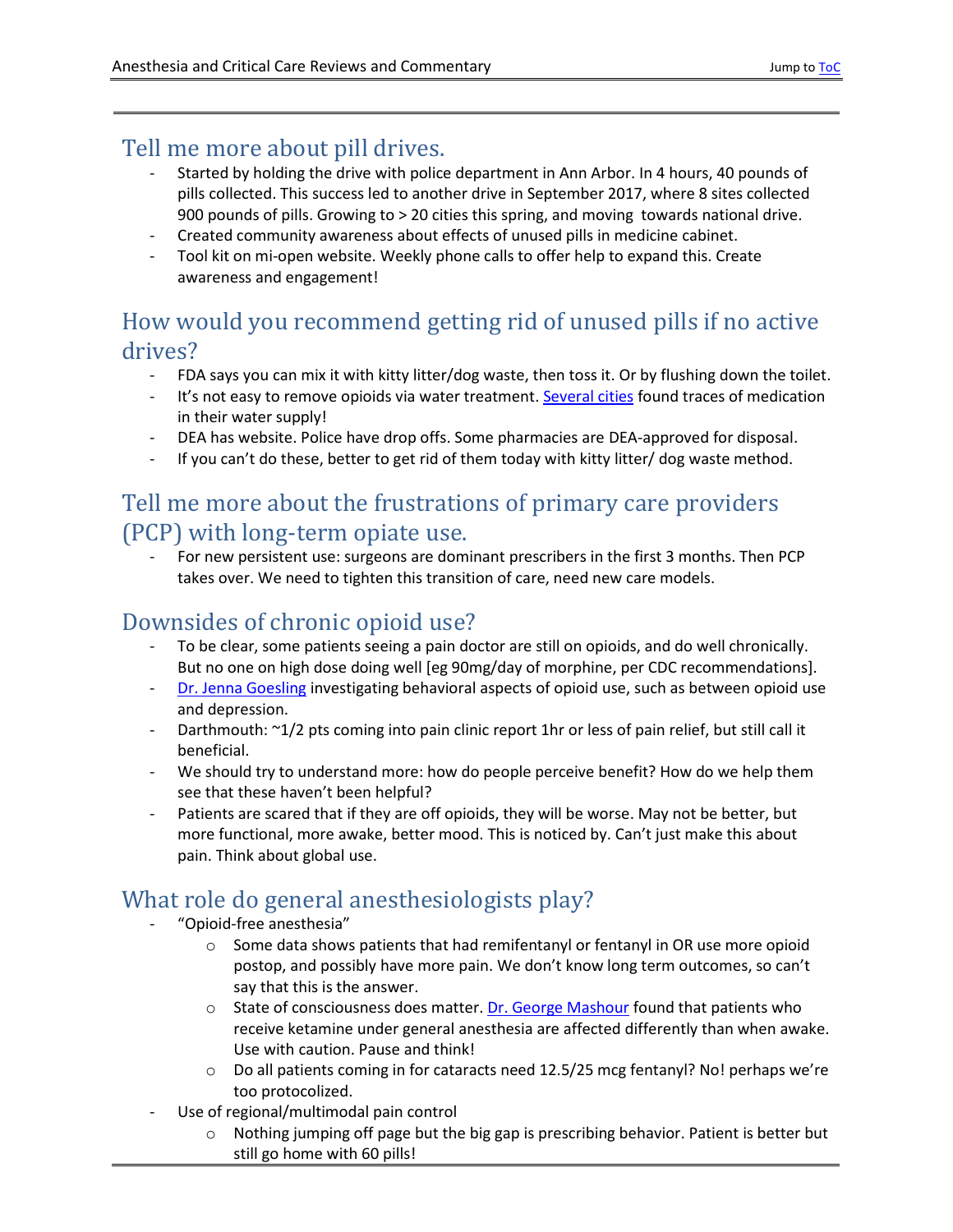## Tell me more about pill drives.

- Started by holding the drive with police department in Ann Arbor. In 4 hours, 40 pounds of pills collected. This success led to another drive in September 2017, where 8 sites collected 900 pounds of pills. Growing to > 20 cities this spring, and moving towards national drive.
- Created community awareness about effects of unused pills in medicine cabinet.
- Tool kit on mi-open website. Weekly phone calls to offer help to expand this. Create awareness and engagement!

## How would you recommend getting rid of unused pills if no active drives?

- FDA says you can mix it with kitty litter/dog waste, then toss it. Or by flushing down the toilet.
- It's not easy to remove opioids via water treatment. Several cities found traces of medication in their water supply!
- DEA has website. Police have drop offs. Some pharmacies are DEA-approved for disposal.
- If you can't do these, better to get rid of them today with kitty litter/ dog waste method.

## Tell me more about the frustrations of primary care providers (PCP) with long-term opiate use.

- For new persistent use: surgeons are dominant prescribers in the first 3 months. Then PCP takes over. We need to tighten this transition of care, need new care models.

## Downsides of chronic opioid use?

- To be clear, some patients seeing a pain doctor are still on opioids, and do well chronically. But no one on high dose doing well [eg 90mg/day of morphine, per CDC recommendations].
- Dr. Jenna Goesling investigating behavioral aspects of opioid use, such as between opioid use and depression.
- Darthmouth: ~1/2 pts coming into pain clinic report 1hr or less of pain relief, but still call it beneficial.
- We should try to understand more: how do people perceive benefit? How do we help them see that these haven't been helpful?
- Patients are scared that if they are off opioids, they will be worse. May not be better, but more functional, more awake, better mood. This is noticed by. Can't just make this about pain. Think about global use.

## What role do general anesthesiologists play?

- "Opioid-free anesthesia"
  - Some data shows patients that had remifentanyl or fentanyl in OR use more opioid postop, and possibly have more pain. We don't know long term outcomes, so can't say that this is the answer.
  - State of consciousness does matter. Dr. George Mashour found that patients who receive ketamine under general anesthesia are affected differently than when awake. Use with caution. Pause and think!
  - Do all patients coming in for cataracts need 12.5/25 mcg fentanyl? No! perhaps we're too protocolized.
- Use of regional/multimodal pain control
  - Nothing jumping off page but the big gap is prescribing behavior. Patient is better but still go home with 60 pills!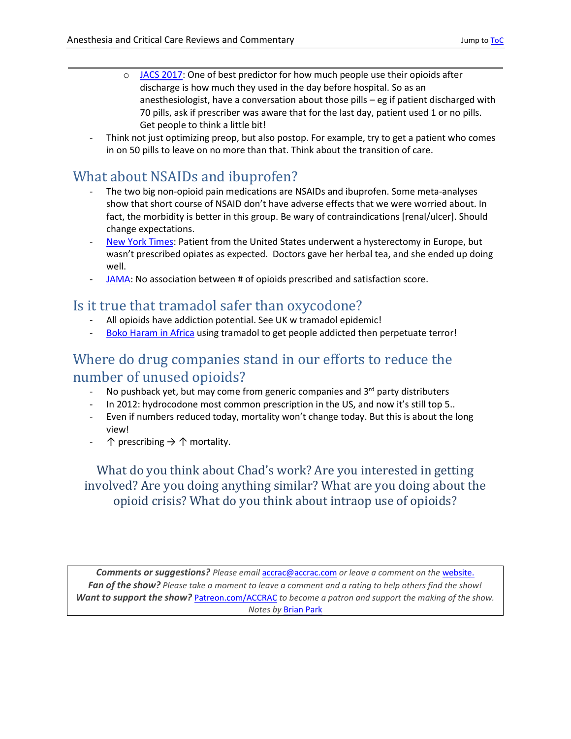- JACS 2017: One of best predictor for how much people use their opioids after discharge is how much they used in the day before hospital. So as an anesthesiologist, have a conversation about those pills – eg if patient discharged with 70 pills, ask if prescriber was aware that for the last day, patient used 1 or no pills. Get people to think a little bit!
- Think not just optimizing preop, but also postop. For example, try to get a patient who comes in on 50 pills to leave on no more than that. Think about the transition of care.

## What about NSAIDs and ibuprofen?

- The two big non-opioid pain medications are NSAIDs and ibuprofen. Some meta-analyses show that short course of NSAID don't have adverse effects that we were worried about. In fact, the morbidity is better in this group. Be wary of contraindications [renal/ulcer]. Should change expectations.
- New York Times: Patient from the United States underwent a hysterectomy in Europe, but wasn't prescribed opiates as expected. Doctors gave her herbal tea, and she ended up doing well.
- JAMA: No association between # of opioids prescribed and satisfaction score.

## Is it true that tramadol safer than oxycodone?

- All opioids have addiction potential. See UK w tramadol epidemic!
- Boko Haram in Africa using tramadol to get people addicted then perpetuate terror!

## Where do drug companies stand in our efforts to reduce the number of unused opioids?

- No pushback yet, but may come from generic companies and 3rd party distributers
- In 2012: hydrocodone most common prescription in the US, and now it's still top 5..
- Even if numbers reduced today, mortality won't change today. But this is about the long view!
- ↑ prescribing → ↑ mortality.

### What do you think about Chad's work? Are you interested in getting involved? Are you doing anything similar? What are you doing about the opioid crisis? What do you think about intraop use of opioids?

---

***Comments or suggestions?*** *Please email* accrac@accrac.com *or leave a comment on the* website.
***Fan of the show?*** *Please take a moment to leave a comment and a rating to help others find the show!*
***Want to support the show?*** Patreon.com/ACCRAC *to become a patron and support the making of the show.*
*Notes by* Brian Park